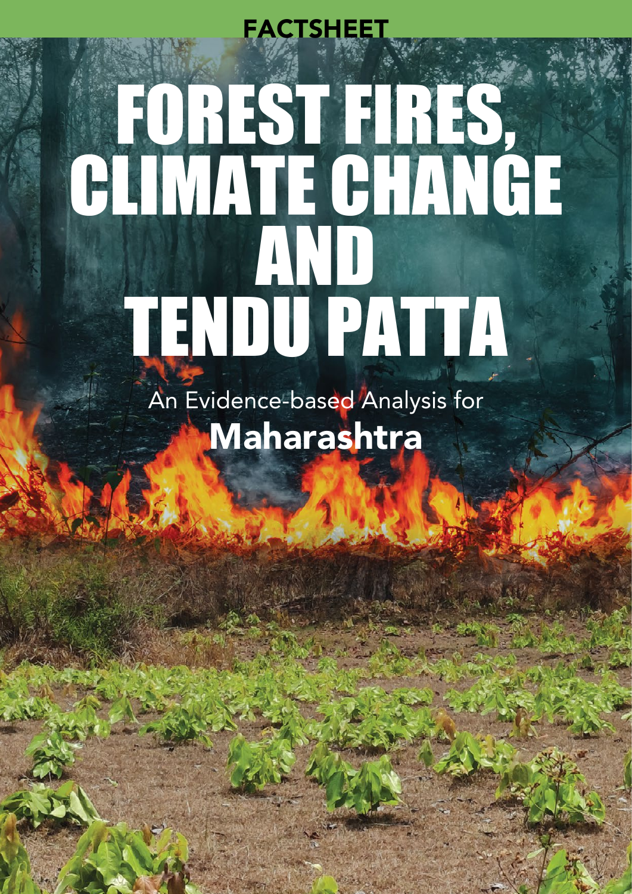FACTSHEET

# FOREST FIRES, CLIMATE CHANGE AND TENDU PATTA

An Evidence-based Analysis for

## Maharashtra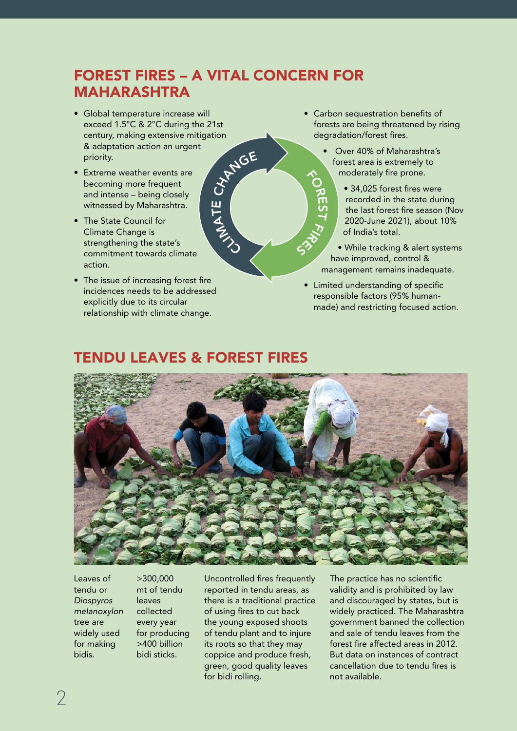## FOREST FIRES – A VITAL CONCERN FOR MAHARASHTRA

- Global temperature increase will exceed 1.5°C & 2°C during the 21st century, making extensive mitigation & adaptation action an urgent priority.
- Extreme weather events are becoming more frequent and intense – being closely witnessed by Maharashtra.
- The State Council for Climate Change is strengthening the state's commitment towards climate action.
- The issue of increasing forest fire incidences needs to be addressed explicitly due to its circular relationship with climate change.

CLIMATE CHANGE — FOREST FIRES

- Carbon sequestration benefits of forests are being threatened by rising degradation/forest fires.
  - Over 40% of Maharashtra's forest area is extremely to moderately fire prone.
    - 34,025 forest fires were recorded in the state during the last forest fire season (Nov 2020-June 2021), about 10% of India's total.
  - While tracking & alert systems have improved, control & management remains inadequate.
- Limited understanding of specific responsible factors (95% human-made) and restricting focused action.

## TENDU LEAVES & FOREST FIRES

Leaves of tendu or *Diospyros melanoxylon* tree are widely used for making bidis.

>300,000 mt of tendu leaves collected every year for producing >400 billion bidi sticks.

Uncontrolled fires frequently reported in tendu areas, as there is a traditional practice of using fires to cut back the young exposed shoots of tendu plant and to injure its roots so that they may coppice and produce fresh, green, good quality leaves for bidi rolling.

The practice has no scientific validity and is prohibited by law and discouraged by states, but is widely practiced. The Maharashtra government banned the collection and sale of tendu leaves from the forest fire affected areas in 2012. But data on instances of contract cancellation due to tendu fires is not available.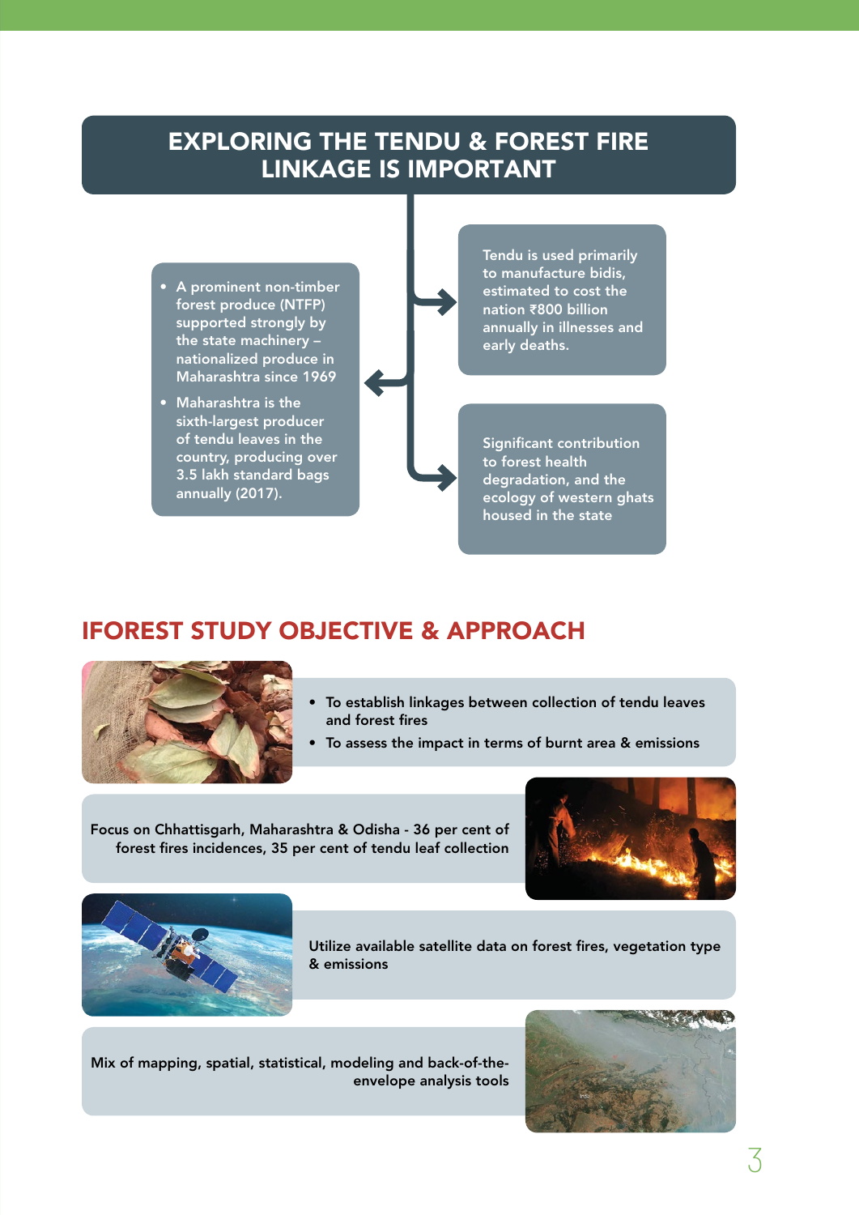## EXPLORING THE TENDU & FOREST FIRE LINKAGE IS IMPORTANT

- A prominent non-timber forest produce (NTFP) supported strongly by the state machinery – nationalized produce in Maharashtra since 1969
- Maharashtra is the sixth-largest producer of tendu leaves in the country, producing over 3.5 lakh standard bags annually (2017).

Tendu is used primarily to manufacture bidis, estimated to cost the nation ₹800 billion annually in illnesses and early deaths.

Significant contribution to forest health degradation, and the ecology of western ghats housed in the state

## IFOREST STUDY OBJECTIVE & APPROACH

- To establish linkages between collection of tendu leaves and forest fires
- To assess the impact in terms of burnt area & emissions

Focus on Chhattisgarh, Maharashtra & Odisha - 36 per cent of forest fires incidences, 35 per cent of tendu leaf collection

Utilize available satellite data on forest fires, vegetation type & emissions

Mix of mapping, spatial, statistical, modeling and back-of-the-envelope analysis tools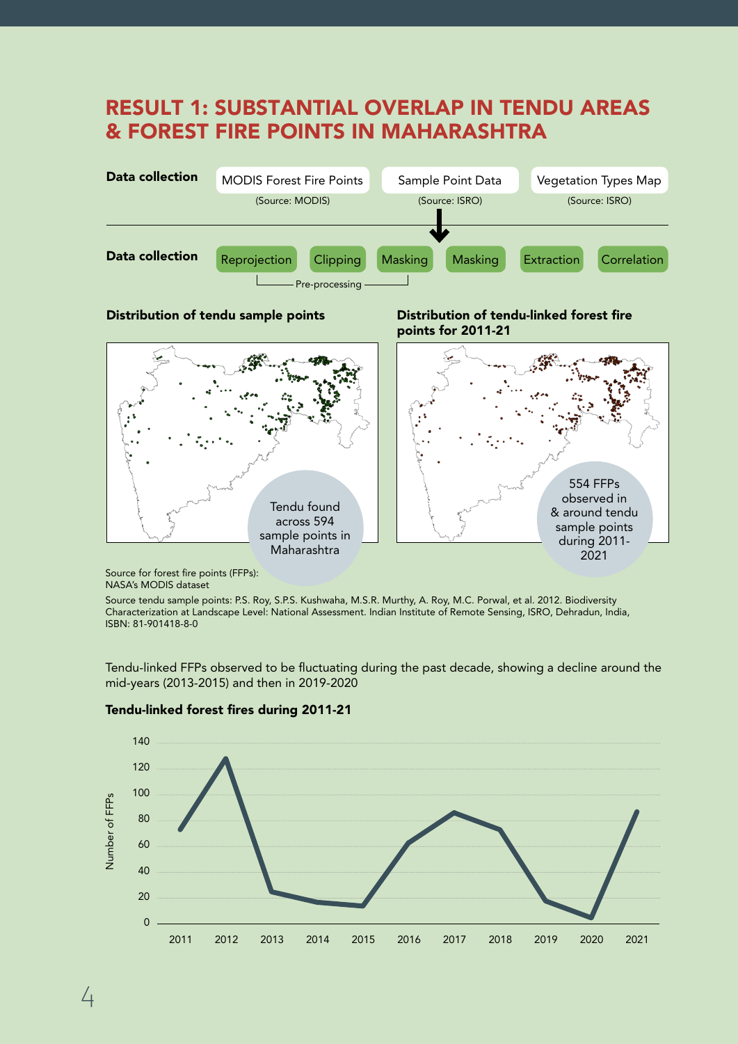## RESULT 1: SUBSTANTIAL OVERLAP IN TENDU AREAS & FOREST FIRE POINTS IN MAHARASHTRA

**Data collection**

- MODIS Forest Fire Points (Source: MODIS)
- Sample Point Data (Source: ISRO)
- Vegetation Types Map (Source: ISRO)

**Data collection**

Reprojection → Clipping → Masking → Masking → Extraction → Correlation

(Pre-processing: Reprojection, Clipping, Masking)

**Distribution of tendu sample points**

Tendu found across 594 sample points in Maharashtra

**Distribution of tendu-linked forest fire points for 2011-21**

554 FFPs observed in & around tendu sample points during 2011-2021

Source for forest fire points (FFPs): NASA's MODIS dataset

Source tendu sample points: P.S. Roy, S.P.S. Kushwaha, M.S.R. Murthy, A. Roy, M.C. Porwal, et al. 2012. Biodiversity Characterization at Landscape Level: National Assessment. Indian Institute of Remote Sensing, ISRO, Dehradun, India, ISBN: 81-901418-8-0

Tendu-linked FFPs observed to be fluctuating during the past decade, showing a decline around the mid-years (2013-2015) and then in 2019-2020

**Tendu-linked forest fires during 2011-21**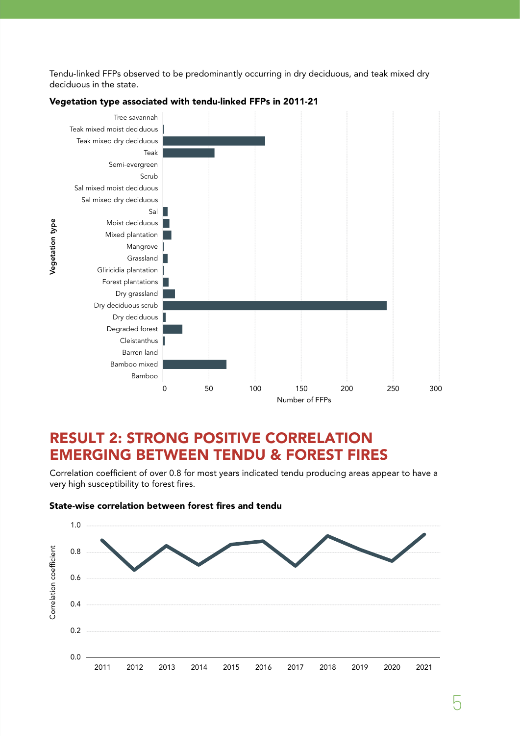Tendu-linked FFPs observed to be predominantly occurring in dry deciduous, and teak mixed dry deciduous in the state.

**Vegetation type associated with tendu-linked FFPs in 2011-21**

## RESULT 2: STRONG POSITIVE CORRELATION EMERGING BETWEEN TENDU & FOREST FIRES

Correlation coefficient of over 0.8 for most years indicated tendu producing areas appear to have a very high susceptibility to forest fires.

**State-wise correlation between forest fires and tendu**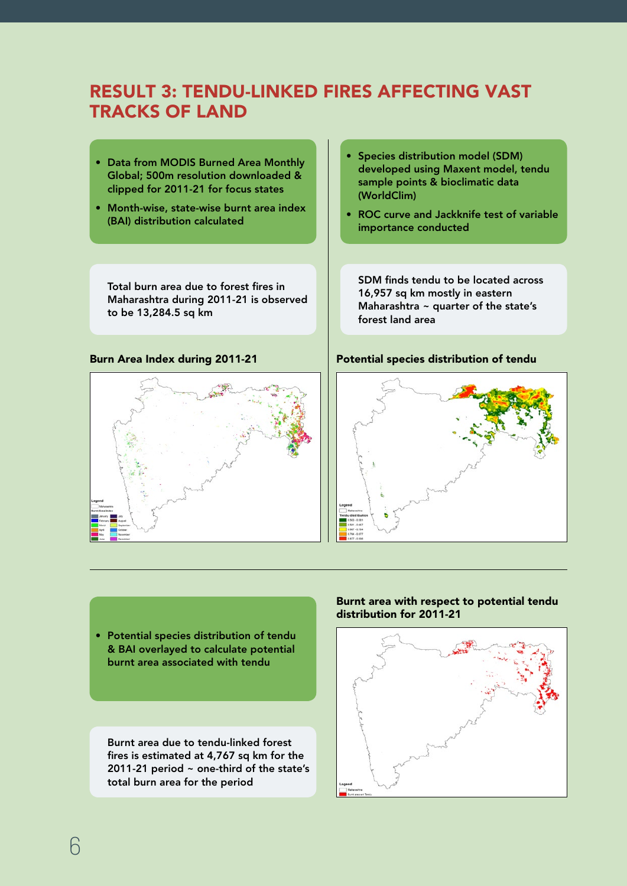# RESULT 3: TENDU-LINKED FIRES AFFECTING VAST TRACKS OF LAND

- Data from MODIS Burned Area Monthly Global; 500m resolution downloaded & clipped for 2011-21 for focus states
- Month-wise, state-wise burnt area index (BAI) distribution calculated

Total burn area due to forest fires in Maharashtra during 2011-21 is observed to be 13,284.5 sq km

**Burn Area Index during 2011-21**

- Species distribution model (SDM) developed using Maxent model, tendu sample points & bioclimatic data (WorldClim)
- ROC curve and Jackknife test of variable importance conducted

SDM finds tendu to be located across 16,957 sq km mostly in eastern Maharashtra ~ quarter of the state's forest land area

**Potential species distribution of tendu**

- Potential species distribution of tendu & BAI overlayed to calculate potential burnt area associated with tendu

Burnt area due to tendu-linked forest fires is estimated at 4,767 sq km for the 2011-21 period ~ one-third of the state's total burn area for the period

**Burnt area with respect to potential tendu distribution for 2011-21**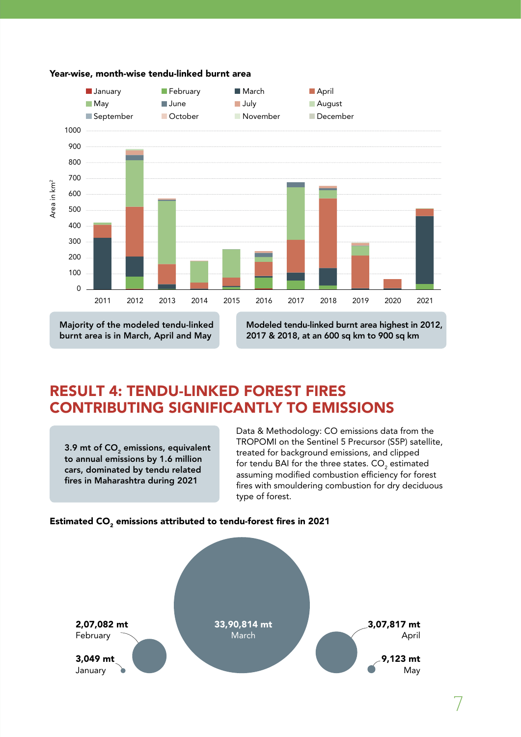**Year-wise, month-wise tendu-linked burnt area**

Majority of the modeled tendu-linked burnt area is in March, April and May

Modeled tendu-linked burnt area highest in 2012, 2017 & 2018, at an 600 sq km to 900 sq km

# RESULT 4: TENDU-LINKED FOREST FIRES CONTRIBUTING SIGNIFICANTLY TO EMISSIONS

**3.9 mt of $CO_2$ emissions, equivalent to annual emissions by 1.6 million cars, dominated by tendu related fires in Maharashtra during 2021**

Data & Methodology: CO emissions data from the TROPOMI on the Sentinel 5 Precursor (S5P) satellite, treated for background emissions, and clipped for tendu BAI for the three states. $CO_2$ estimated assuming modified combustion efficiency for forest fires with smouldering combustion for dry deciduous type of forest.

**Estimated $CO_2$ emissions attributed to tendu-forest fires in 2021**

| Month | $CO_2$ emissions |
| --- | --- |
| January | 3,049 mt |
| February | 2,07,082 mt |
| March | 33,90,814 mt |
| April | 3,07,817 mt |
| May | 9,123 mt |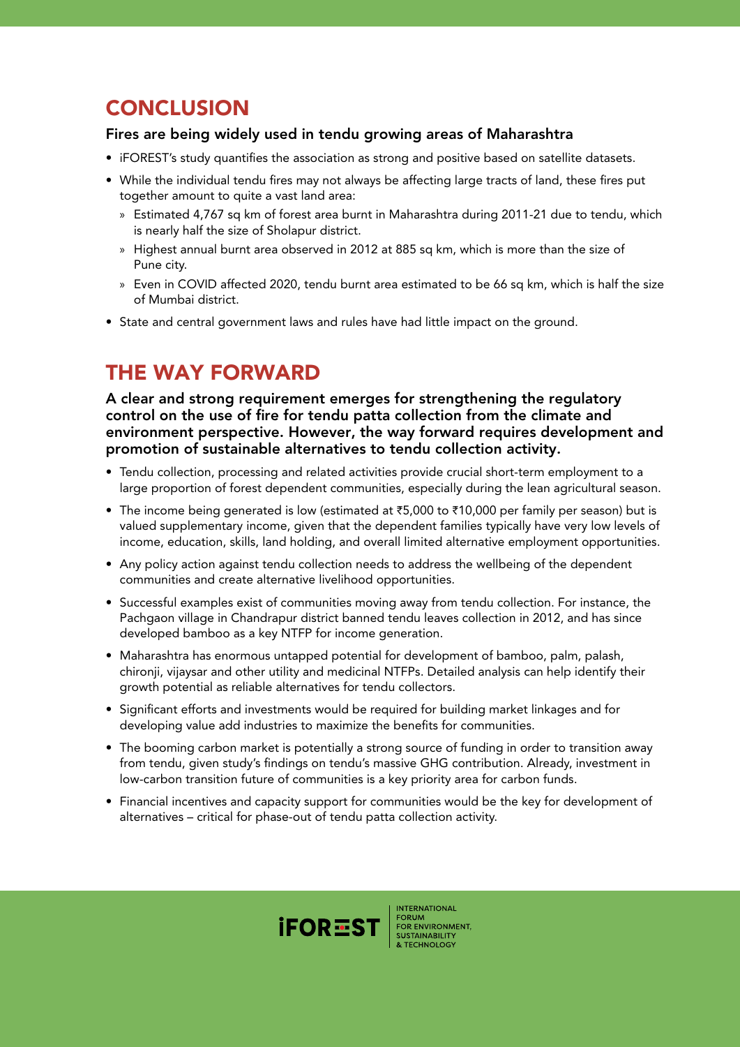## CONCLUSION

**Fires are being widely used in tendu growing areas of Maharashtra**

- iFOREST's study quantifies the association as strong and positive based on satellite datasets.
- While the individual tendu fires may not always be affecting large tracts of land, these fires put together amount to quite a vast land area:
  - Estimated 4,767 sq km of forest area burnt in Maharashtra during 2011-21 due to tendu, which is nearly half the size of Sholapur district.
  - Highest annual burnt area observed in 2012 at 885 sq km, which is more than the size of Pune city.
  - Even in COVID affected 2020, tendu burnt area estimated to be 66 sq km, which is half the size of Mumbai district.
- State and central government laws and rules have had little impact on the ground.

## THE WAY FORWARD

**A clear and strong requirement emerges for strengthening the regulatory control on the use of fire for tendu patta collection from the climate and environment perspective. However, the way forward requires development and promotion of sustainable alternatives to tendu collection activity.**

- Tendu collection, processing and related activities provide crucial short-term employment to a large proportion of forest dependent communities, especially during the lean agricultural season.
- The income being generated is low (estimated at ₹5,000 to ₹10,000 per family per season) but is valued supplementary income, given that the dependent families typically have very low levels of income, education, skills, land holding, and overall limited alternative employment opportunities.
- Any policy action against tendu collection needs to address the wellbeing of the dependent communities and create alternative livelihood opportunities.
- Successful examples exist of communities moving away from tendu collection. For instance, the Pachgaon village in Chandrapur district banned tendu leaves collection in 2012, and has since developed bamboo as a key NTFP for income generation.
- Maharashtra has enormous untapped potential for development of bamboo, palm, palash, chironji, vijaysar and other utility and medicinal NTFPs. Detailed analysis can help identify their growth potential as reliable alternatives for tendu collectors.
- Significant efforts and investments would be required for building market linkages and for developing value add industries to maximize the benefits for communities.
- The booming carbon market is potentially a strong source of funding in order to transition away from tendu, given study's findings on tendu's massive GHG contribution. Already, investment in low-carbon transition future of communities is a key priority area for carbon funds.
- Financial incentives and capacity support for communities would be the key for development of alternatives – critical for phase-out of tendu patta collection activity.

iFOREST | INTERNATIONAL FORUM FOR ENVIRONMENT, SUSTAINABILITY & TECHNOLOGY